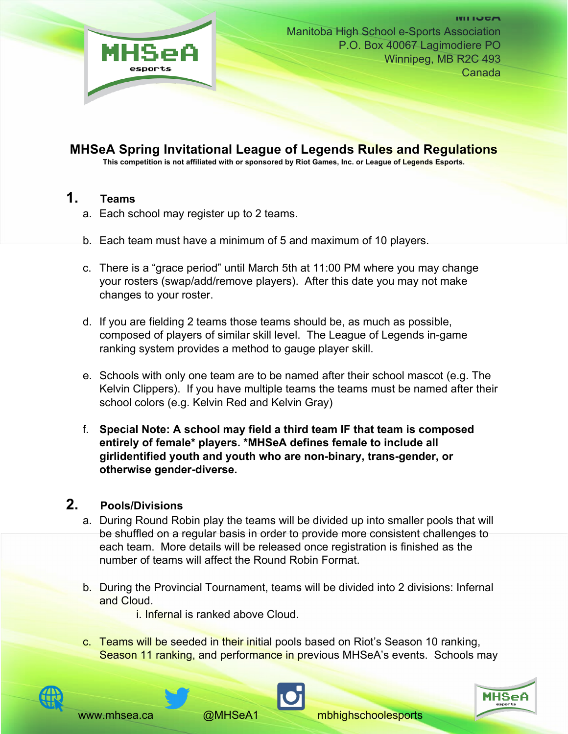MHSeA
Manitoba High School e-Sports Association
P.O. Box 40067 Lagimodiere PO
Winnipeg, MB R2C 493
Canada

# MHSeA Spring Invitational League of Legends Rules and Regulations

**This competition is not affiliated with or sponsored by Riot Games, Inc. or League of Legends Esports.**

## 1. Teams

a. Each school may register up to 2 teams.

b. Each team must have a minimum of 5 and maximum of 10 players.

c. There is a "grace period" until March 5th at 11:00 PM where you may change your rosters (swap/add/remove players). After this date you may not make changes to your roster.

d. If you are fielding 2 teams those teams should be, as much as possible, composed of players of similar skill level. The League of Legends in-game ranking system provides a method to gauge player skill.

e. Schools with only one team are to be named after their school mascot (e.g. The Kelvin Clippers). If you have multiple teams the teams must be named after their school colors (e.g. Kelvin Red and Kelvin Gray)

f. **Special Note: A school may field a third team IF that team is composed entirely of female* players. *MHSeA defines female to include all girlidentified youth and youth who are non-binary, trans-gender, or otherwise gender-diverse.**

## 2. Pools/Divisions

a. During Round Robin play the teams will be divided up into smaller pools that will be shuffled on a regular basis in order to provide more consistent challenges to each team. More details will be released once registration is finished as the number of teams will affect the Round Robin Format.

b. During the Provincial Tournament, teams will be divided into 2 divisions: Infernal and Cloud.

   i. Infernal is ranked above Cloud.

c. Teams will be seeded in their initial pools based on Riot's Season 10 ranking, Season 11 ranking, and performance in previous MHSeA's events. Schools may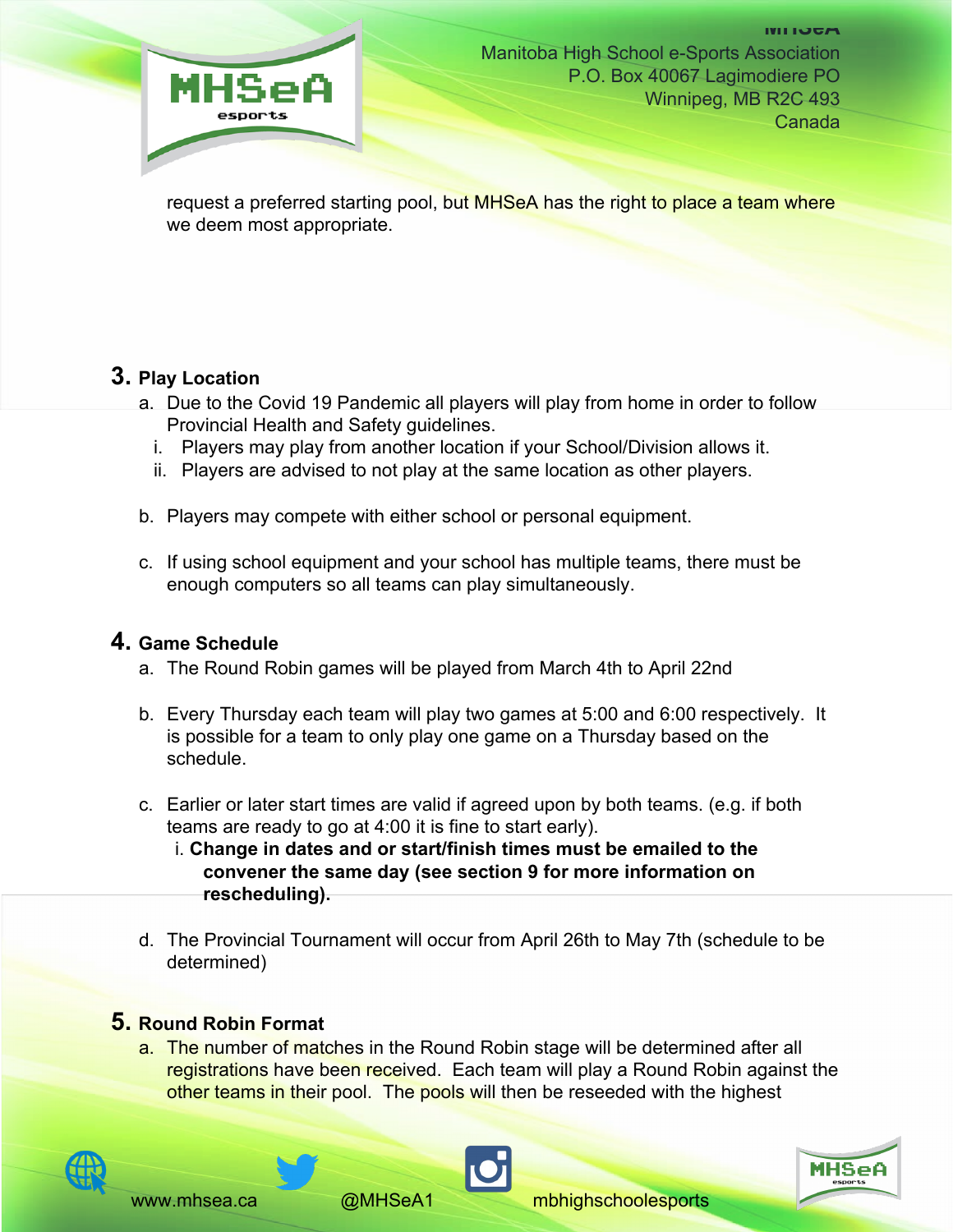request a preferred starting pool, but MHSeA has the right to place a team where we deem most appropriate.

## 3. Play Location

a. Due to the Covid 19 Pandemic all players will play from home in order to follow Provincial Health and Safety guidelines.
   i. Players may play from another location if your School/Division allows it.
   ii. Players are advised to not play at the same location as other players.

b. Players may compete with either school or personal equipment.

c. If using school equipment and your school has multiple teams, there must be enough computers so all teams can play simultaneously.

## 4. Game Schedule

a. The Round Robin games will be played from March 4th to April 22nd

b. Every Thursday each team will play two games at 5:00 and 6:00 respectively. It is possible for a team to only play one game on a Thursday based on the schedule.

c. Earlier or later start times are valid if agreed upon by both teams. (e.g. if both teams are ready to go at 4:00 it is fine to start early).
   i. **Change in dates and or start/finish times must be emailed to the convener the same day (see section 9 for more information on rescheduling).**

d. The Provincial Tournament will occur from April 26th to May 7th (schedule to be determined)

## 5. Round Robin Format

a. The number of matches in the Round Robin stage will be determined after all registrations have been received. Each team will play a Round Robin against the other teams in their pool. The pools will then be reseeded with the highest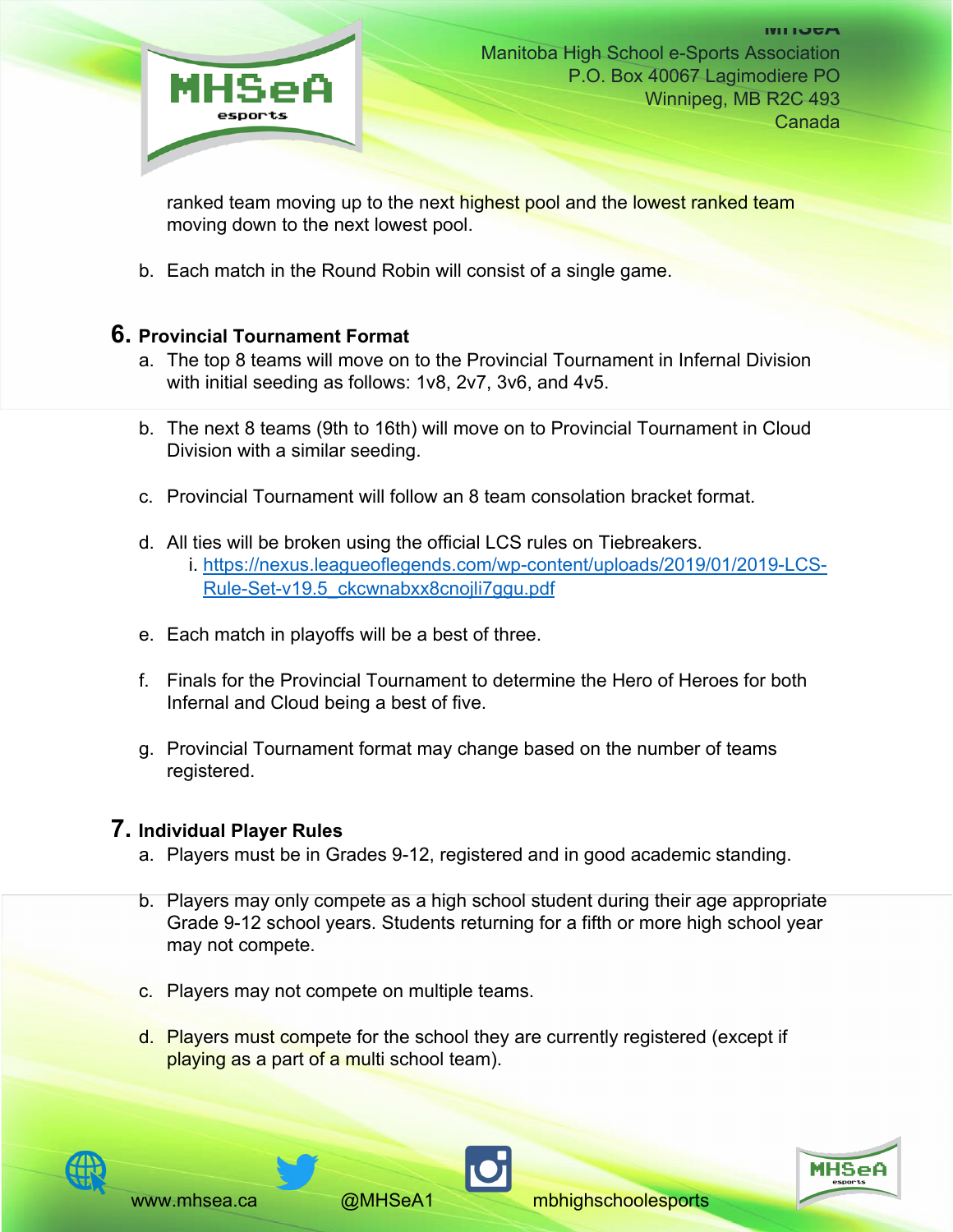ranked team moving up to the next highest pool and the lowest ranked team moving down to the next lowest pool.

b. Each match in the Round Robin will consist of a single game.

## 6. Provincial Tournament Format

a. The top 8 teams will move on to the Provincial Tournament in Infernal Division with initial seeding as follows: 1v8, 2v7, 3v6, and 4v5.

b. The next 8 teams (9th to 16th) will move on to Provincial Tournament in Cloud Division with a similar seeding.

c. Provincial Tournament will follow an 8 team consolation bracket format.

d. All ties will be broken using the official LCS rules on Tiebreakers.
   i. https://nexus.leagueoflegends.com/wp-content/uploads/2019/01/2019-LCS-Rule-Set-v19.5_ckcwnabxx8cnojli7ggu.pdf

e. Each match in playoffs will be a best of three.

f. Finals for the Provincial Tournament to determine the Hero of Heroes for both Infernal and Cloud being a best of five.

g. Provincial Tournament format may change based on the number of teams registered.

## 7. Individual Player Rules

a. Players must be in Grades 9-12, registered and in good academic standing.

b. Players may only compete as a high school student during their age appropriate Grade 9-12 school years. Students returning for a fifth or more high school year may not compete.

c. Players may not compete on multiple teams.

d. Players must compete for the school they are currently registered (except if playing as a part of a multi school team).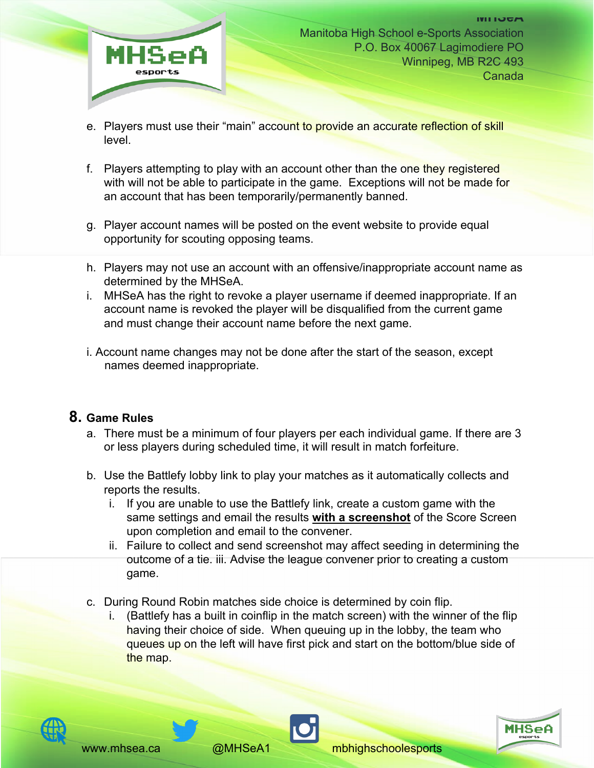e. Players must use their “main” account to provide an accurate reflection of skill level.

f. Players attempting to play with an account other than the one they registered with will not be able to participate in the game. Exceptions will not be made for an account that has been temporarily/permanently banned.

g. Player account names will be posted on the event website to provide equal opportunity for scouting opposing teams.

h. Players may not use an account with an offensive/inappropriate account name as determined by the MHSeA.

i. MHSeA has the right to revoke a player username if deemed inappropriate. If an account name is revoked the player will be disqualified from the current game and must change their account name before the next game.

i. Account name changes may not be done after the start of the season, except names deemed inappropriate.

## 8. Game Rules

a. There must be a minimum of four players per each individual game. If there are 3 or less players during scheduled time, it will result in match forfeiture.

b. Use the Battlefy lobby link to play your matches as it automatically collects and reports the results.

   i. If you are unable to use the Battlefy link, create a custom game with the same settings and email the results **with a screenshot** of the Score Screen upon completion and email to the convener.

   ii. Failure to collect and send screenshot may affect seeding in determining the outcome of a tie. iii. Advise the league convener prior to creating a custom game.

c. During Round Robin matches side choice is determined by coin flip.

   i. (Battlefy has a built in coinflip in the match screen) with the winner of the flip having their choice of side. When queuing up in the lobby, the team who queues up on the left will have first pick and start on the bottom/blue side of the map.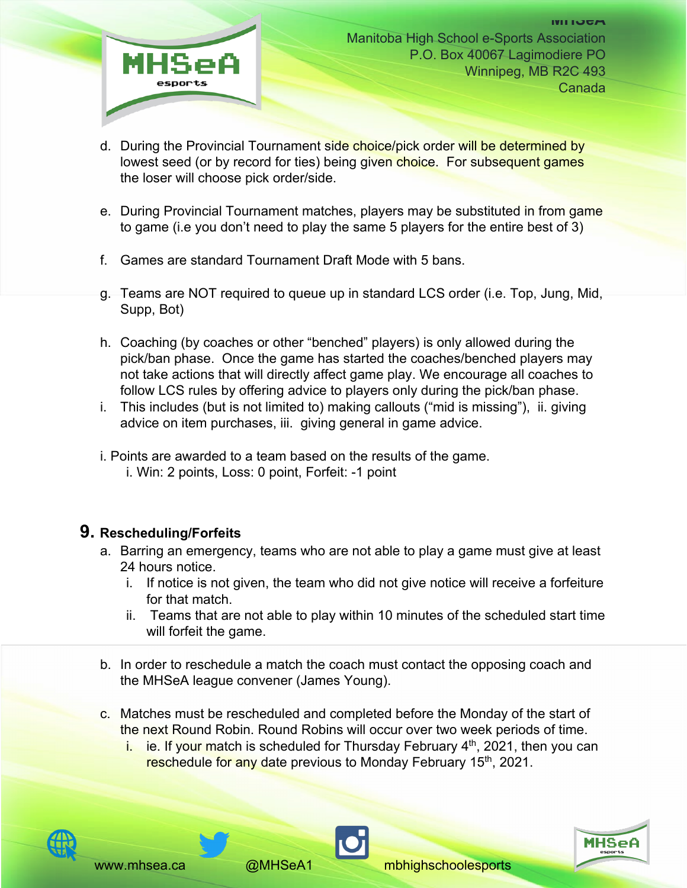d. During the Provincial Tournament side choice/pick order will be determined by lowest seed (or by record for ties) being given choice. For subsequent games the loser will choose pick order/side.

e. During Provincial Tournament matches, players may be substituted in from game to game (i.e you don't need to play the same 5 players for the entire best of 3)

f. Games are standard Tournament Draft Mode with 5 bans.

g. Teams are NOT required to queue up in standard LCS order (i.e. Top, Jung, Mid, Supp, Bot)

h. Coaching (by coaches or other "benched" players) is only allowed during the pick/ban phase. Once the game has started the coaches/benched players may not take actions that will directly affect game play. We encourage all coaches to follow LCS rules by offering advice to players only during the pick/ban phase.

i. This includes (but is not limited to) making callouts ("mid is missing"), ii. giving advice on item purchases, iii. giving general in game advice.

i. Points are awarded to a team based on the results of the game.
   i. Win: 2 points, Loss: 0 point, Forfeit: -1 point

## 9. Rescheduling/Forfeits

a. Barring an emergency, teams who are not able to play a game must give at least 24 hours notice.
   i. If notice is not given, the team who did not give notice will receive a forfeiture for that match.
   ii. Teams that are not able to play within 10 minutes of the scheduled start time will forfeit the game.

b. In order to reschedule a match the coach must contact the opposing coach and the MHSeA league convener (James Young).

c. Matches must be rescheduled and completed before the Monday of the start of the next Round Robin. Round Robins will occur over two week periods of time.
   i. ie. If your match is scheduled for Thursday February 4th, 2021, then you can reschedule for any date previous to Monday February 15th, 2021.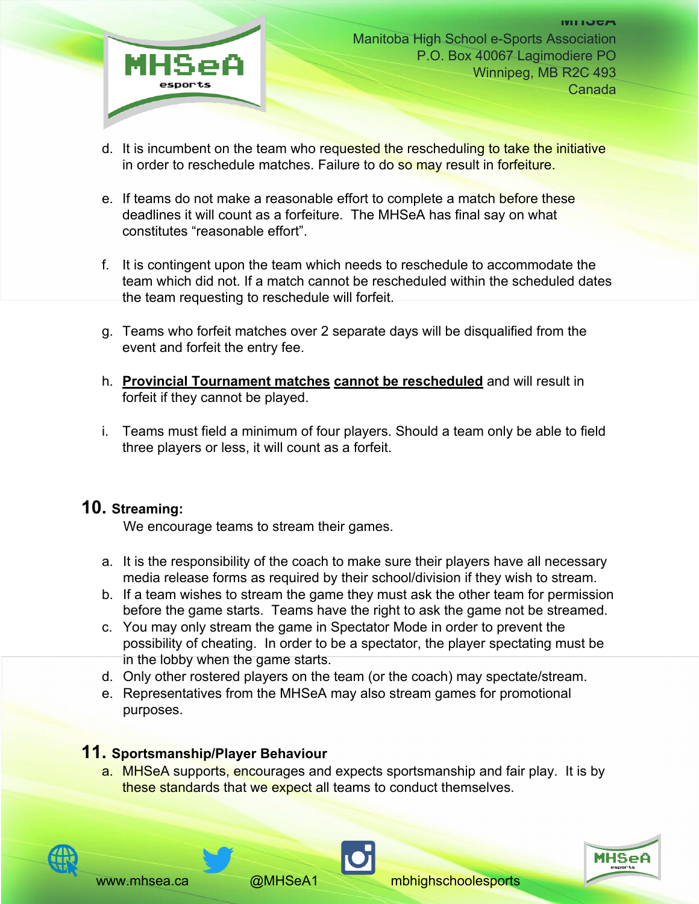d. It is incumbent on the team who requested the rescheduling to take the initiative in order to reschedule matches. Failure to do so may result in forfeiture.

e. If teams do not make a reasonable effort to complete a match before these deadlines it will count as a forfeiture. The MHSeA has final say on what constitutes “reasonable effort”.

f. It is contingent upon the team which needs to reschedule to accommodate the team which did not. If a match cannot be rescheduled within the scheduled dates the team requesting to reschedule will forfeit.

g. Teams who forfeit matches over 2 separate days will be disqualified from the event and forfeit the entry fee.

h. **Provincial Tournament matches** **cannot be rescheduled** and will result in forfeit if they cannot be played.

i. Teams must field a minimum of four players. Should a team only be able to field three players or less, it will count as a forfeit.

## 10. Streaming:

We encourage teams to stream their games.

a. It is the responsibility of the coach to make sure their players have all necessary media release forms as required by their school/division if they wish to stream.
b. If a team wishes to stream the game they must ask the other team for permission before the game starts. Teams have the right to ask the game not be streamed.
c. You may only stream the game in Spectator Mode in order to prevent the possibility of cheating. In order to be a spectator, the player spectating must be in the lobby when the game starts.
d. Only other rostered players on the team (or the coach) may spectate/stream.
e. Representatives from the MHSeA may also stream games for promotional purposes.

## 11. Sportsmanship/Player Behaviour

a. MHSeA supports, encourages and expects sportsmanship and fair play. It is by these standards that we expect all teams to conduct themselves.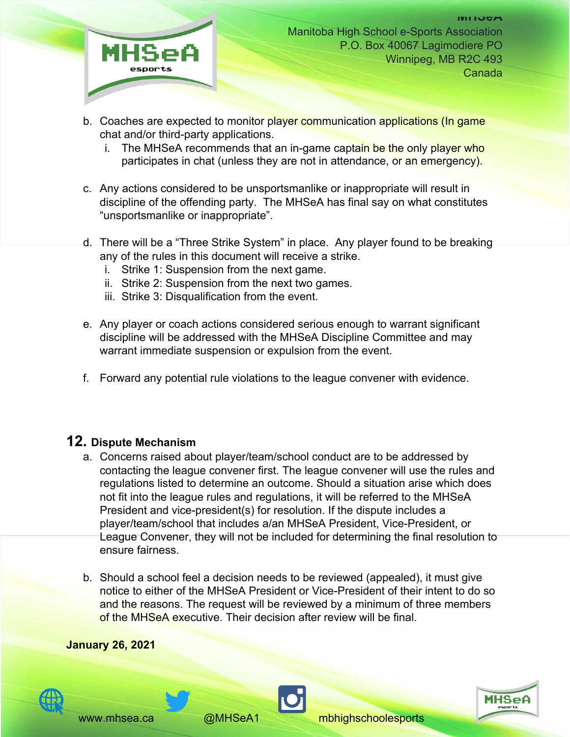b. Coaches are expected to monitor player communication applications (In game chat and/or third-party applications.
   i. The MHSeA recommends that an in-game captain be the only player who participates in chat (unless they are not in attendance, or an emergency).

c. Any actions considered to be unsportsmanlike or inappropriate will result in discipline of the offending party. The MHSeA has final say on what constitutes "unsportsmanlike or inappropriate".

d. There will be a "Three Strike System" in place. Any player found to be breaking any of the rules in this document will receive a strike.
   i. Strike 1: Suspension from the next game.
   ii. Strike 2: Suspension from the next two games.
   iii. Strike 3: Disqualification from the event.

e. Any player or coach actions considered serious enough to warrant significant discipline will be addressed with the MHSeA Discipline Committee and may warrant immediate suspension or expulsion from the event.

f. Forward any potential rule violations to the league convener with evidence.

## 12. Dispute Mechanism

a. Concerns raised about player/team/school conduct are to be addressed by contacting the league convener first. The league convener will use the rules and regulations listed to determine an outcome. Should a situation arise which does not fit into the league rules and regulations, it will be referred to the MHSeA President and vice-president(s) for resolution. If the dispute includes a player/team/school that includes a/an MHSeA President, Vice-President, or League Convener, they will not be included for determining the final resolution to ensure fairness.

b. Should a school feel a decision needs to be reviewed (appealed), it must give notice to either of the MHSeA President or Vice-President of their intent to do so and the reasons. The request will be reviewed by a minimum of three members of the MHSeA executive. Their decision after review will be final.

**January 26, 2021**